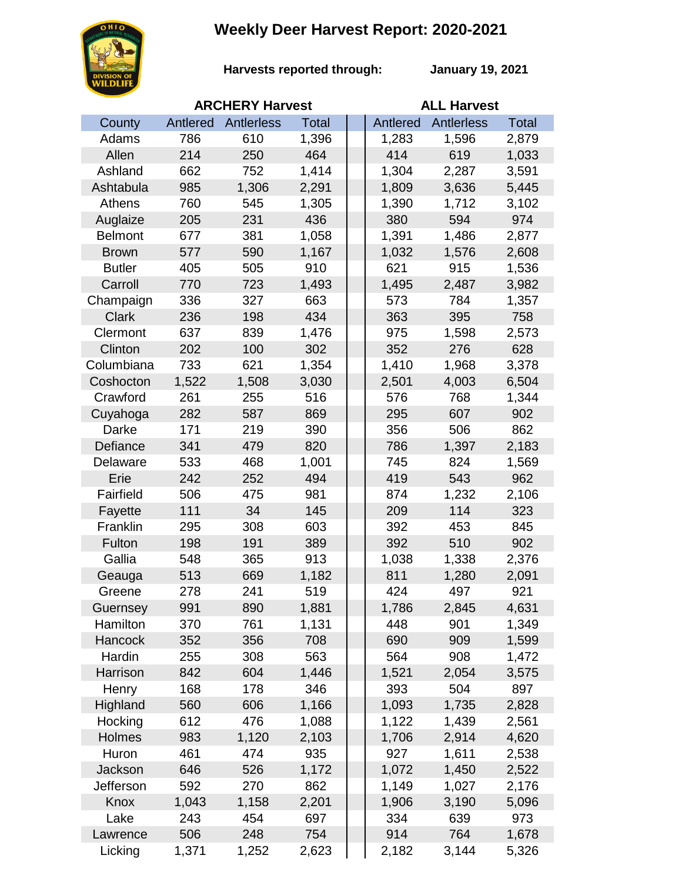# Weekly Deer Harvest Report: 2020-2021

**Harvests reported through:** **January 19, 2021**

| County | ARCHERY Harvest | | | ALL Harvest | | |
|---|---|---|---|---|---|---|
| | Antlered | Antlerless | Total | Antlered | Antlerless | Total |
| Adams | 786 | 610 | 1,396 | 1,283 | 1,596 | 2,879 |
| Allen | 214 | 250 | 464 | 414 | 619 | 1,033 |
| Ashland | 662 | 752 | 1,414 | 1,304 | 2,287 | 3,591 |
| Ashtabula | 985 | 1,306 | 2,291 | 1,809 | 3,636 | 5,445 |
| Athens | 760 | 545 | 1,305 | 1,390 | 1,712 | 3,102 |
| Auglaize | 205 | 231 | 436 | 380 | 594 | 974 |
| Belmont | 677 | 381 | 1,058 | 1,391 | 1,486 | 2,877 |
| Brown | 577 | 590 | 1,167 | 1,032 | 1,576 | 2,608 |
| Butler | 405 | 505 | 910 | 621 | 915 | 1,536 |
| Carroll | 770 | 723 | 1,493 | 1,495 | 2,487 | 3,982 |
| Champaign | 336 | 327 | 663 | 573 | 784 | 1,357 |
| Clark | 236 | 198 | 434 | 363 | 395 | 758 |
| Clermont | 637 | 839 | 1,476 | 975 | 1,598 | 2,573 |
| Clinton | 202 | 100 | 302 | 352 | 276 | 628 |
| Columbiana | 733 | 621 | 1,354 | 1,410 | 1,968 | 3,378 |
| Coshocton | 1,522 | 1,508 | 3,030 | 2,501 | 4,003 | 6,504 |
| Crawford | 261 | 255 | 516 | 576 | 768 | 1,344 |
| Cuyahoga | 282 | 587 | 869 | 295 | 607 | 902 |
| Darke | 171 | 219 | 390 | 356 | 506 | 862 |
| Defiance | 341 | 479 | 820 | 786 | 1,397 | 2,183 |
| Delaware | 533 | 468 | 1,001 | 745 | 824 | 1,569 |
| Erie | 242 | 252 | 494 | 419 | 543 | 962 |
| Fairfield | 506 | 475 | 981 | 874 | 1,232 | 2,106 |
| Fayette | 111 | 34 | 145 | 209 | 114 | 323 |
| Franklin | 295 | 308 | 603 | 392 | 453 | 845 |
| Fulton | 198 | 191 | 389 | 392 | 510 | 902 |
| Gallia | 548 | 365 | 913 | 1,038 | 1,338 | 2,376 |
| Geauga | 513 | 669 | 1,182 | 811 | 1,280 | 2,091 |
| Greene | 278 | 241 | 519 | 424 | 497 | 921 |
| Guernsey | 991 | 890 | 1,881 | 1,786 | 2,845 | 4,631 |
| Hamilton | 370 | 761 | 1,131 | 448 | 901 | 1,349 |
| Hancock | 352 | 356 | 708 | 690 | 909 | 1,599 |
| Hardin | 255 | 308 | 563 | 564 | 908 | 1,472 |
| Harrison | 842 | 604 | 1,446 | 1,521 | 2,054 | 3,575 |
| Henry | 168 | 178 | 346 | 393 | 504 | 897 |
| Highland | 560 | 606 | 1,166 | 1,093 | 1,735 | 2,828 |
| Hocking | 612 | 476 | 1,088 | 1,122 | 1,439 | 2,561 |
| Holmes | 983 | 1,120 | 2,103 | 1,706 | 2,914 | 4,620 |
| Huron | 461 | 474 | 935 | 927 | 1,611 | 2,538 |
| Jackson | 646 | 526 | 1,172 | 1,072 | 1,450 | 2,522 |
| Jefferson | 592 | 270 | 862 | 1,149 | 1,027 | 2,176 |
| Knox | 1,043 | 1,158 | 2,201 | 1,906 | 3,190 | 5,096 |
| Lake | 243 | 454 | 697 | 334 | 639 | 973 |
| Lawrence | 506 | 248 | 754 | 914 | 764 | 1,678 |
| Licking | 1,371 | 1,252 | 2,623 | 2,182 | 3,144 | 5,326 |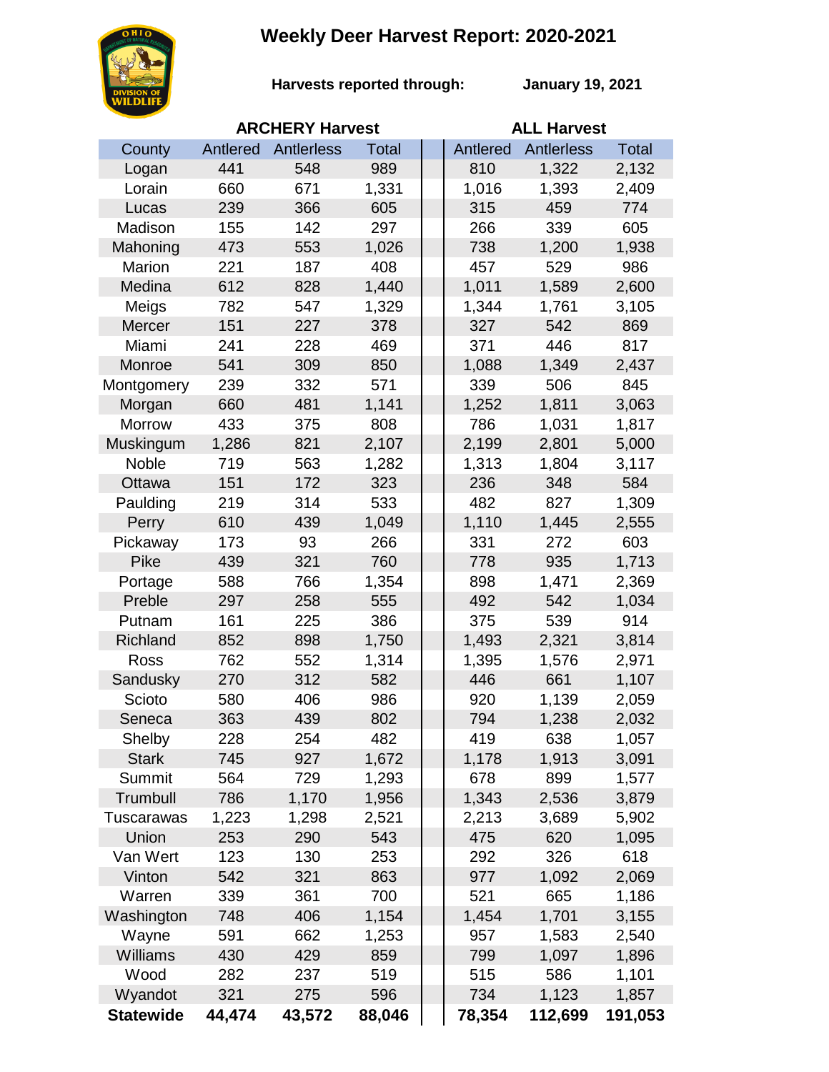# Weekly Deer Harvest Report: 2020-2021

**Harvests reported through:** **January 19, 2021**

| | ARCHERY Harvest | | | ALL Harvest | | |
|---|---|---|---|---|---|---|
| County | Antlered | Antlerless | Total | Antlered | Antlerless | Total |
| Logan | 441 | 548 | 989 | 810 | 1,322 | 2,132 |
| Lorain | 660 | 671 | 1,331 | 1,016 | 1,393 | 2,409 |
| Lucas | 239 | 366 | 605 | 315 | 459 | 774 |
| Madison | 155 | 142 | 297 | 266 | 339 | 605 |
| Mahoning | 473 | 553 | 1,026 | 738 | 1,200 | 1,938 |
| Marion | 221 | 187 | 408 | 457 | 529 | 986 |
| Medina | 612 | 828 | 1,440 | 1,011 | 1,589 | 2,600 |
| Meigs | 782 | 547 | 1,329 | 1,344 | 1,761 | 3,105 |
| Mercer | 151 | 227 | 378 | 327 | 542 | 869 |
| Miami | 241 | 228 | 469 | 371 | 446 | 817 |
| Monroe | 541 | 309 | 850 | 1,088 | 1,349 | 2,437 |
| Montgomery | 239 | 332 | 571 | 339 | 506 | 845 |
| Morgan | 660 | 481 | 1,141 | 1,252 | 1,811 | 3,063 |
| Morrow | 433 | 375 | 808 | 786 | 1,031 | 1,817 |
| Muskingum | 1,286 | 821 | 2,107 | 2,199 | 2,801 | 5,000 |
| Noble | 719 | 563 | 1,282 | 1,313 | 1,804 | 3,117 |
| Ottawa | 151 | 172 | 323 | 236 | 348 | 584 |
| Paulding | 219 | 314 | 533 | 482 | 827 | 1,309 |
| Perry | 610 | 439 | 1,049 | 1,110 | 1,445 | 2,555 |
| Pickaway | 173 | 93 | 266 | 331 | 272 | 603 |
| Pike | 439 | 321 | 760 | 778 | 935 | 1,713 |
| Portage | 588 | 766 | 1,354 | 898 | 1,471 | 2,369 |
| Preble | 297 | 258 | 555 | 492 | 542 | 1,034 |
| Putnam | 161 | 225 | 386 | 375 | 539 | 914 |
| Richland | 852 | 898 | 1,750 | 1,493 | 2,321 | 3,814 |
| Ross | 762 | 552 | 1,314 | 1,395 | 1,576 | 2,971 |
| Sandusky | 270 | 312 | 582 | 446 | 661 | 1,107 |
| Scioto | 580 | 406 | 986 | 920 | 1,139 | 2,059 |
| Seneca | 363 | 439 | 802 | 794 | 1,238 | 2,032 |
| Shelby | 228 | 254 | 482 | 419 | 638 | 1,057 |
| Stark | 745 | 927 | 1,672 | 1,178 | 1,913 | 3,091 |
| Summit | 564 | 729 | 1,293 | 678 | 899 | 1,577 |
| Trumbull | 786 | 1,170 | 1,956 | 1,343 | 2,536 | 3,879 |
| Tuscarawas | 1,223 | 1,298 | 2,521 | 2,213 | 3,689 | 5,902 |
| Union | 253 | 290 | 543 | 475 | 620 | 1,095 |
| Van Wert | 123 | 130 | 253 | 292 | 326 | 618 |
| Vinton | 542 | 321 | 863 | 977 | 1,092 | 2,069 |
| Warren | 339 | 361 | 700 | 521 | 665 | 1,186 |
| Washington | 748 | 406 | 1,154 | 1,454 | 1,701 | 3,155 |
| Wayne | 591 | 662 | 1,253 | 957 | 1,583 | 2,540 |
| Williams | 430 | 429 | 859 | 799 | 1,097 | 1,896 |
| Wood | 282 | 237 | 519 | 515 | 586 | 1,101 |
| Wyandot | 321 | 275 | 596 | 734 | 1,123 | 1,857 |
| **Statewide** | **44,474** | **43,572** | **88,046** | **78,354** | **112,699** | **191,053** |